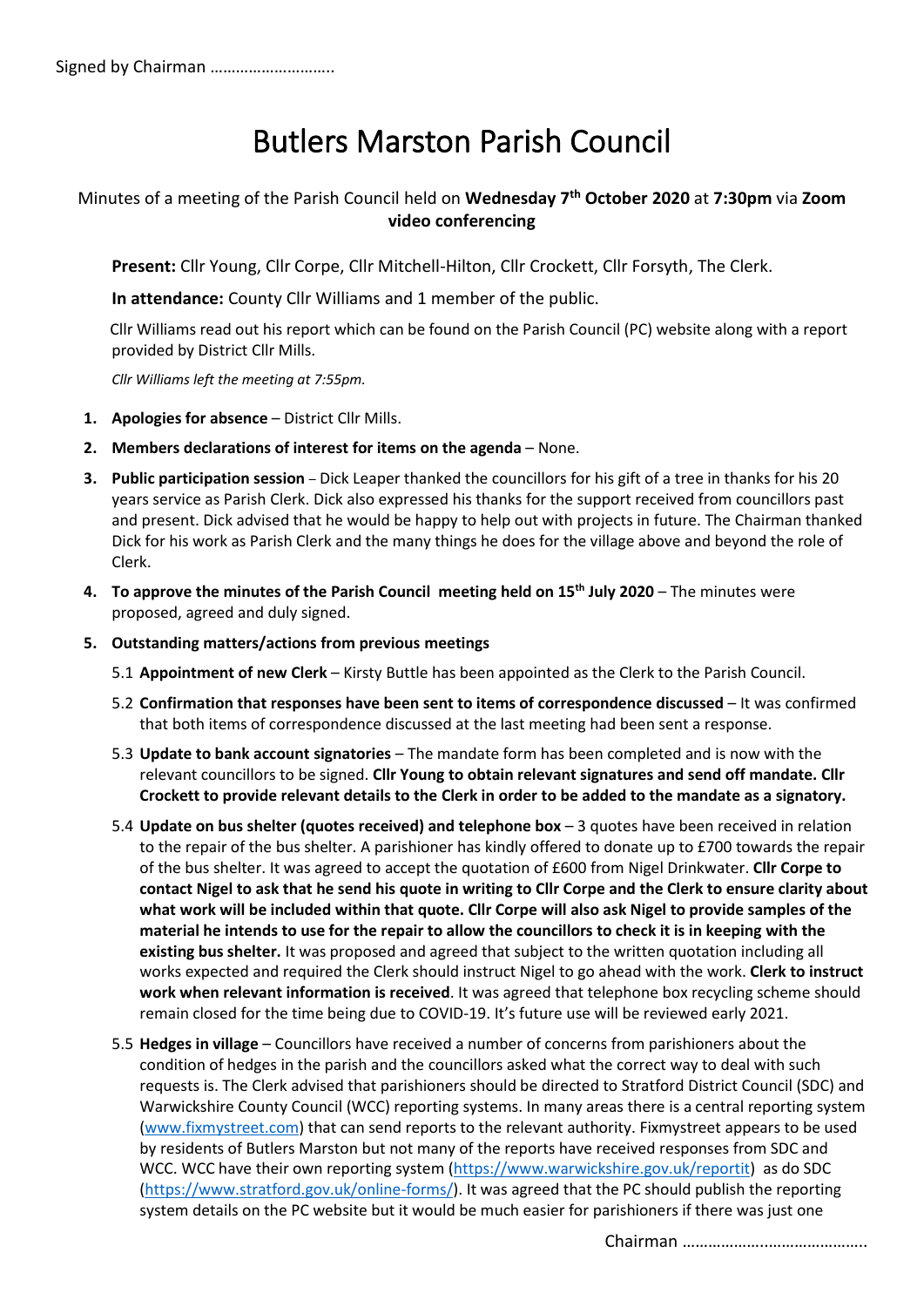Signed by Chairman ………………………..

# Butlers Marston Parish Council

Minutes of a meeting of the Parish Council held on **Wednesday 7th October 2020** at **7:30pm** via **Zoom video conferencing**

**Present:** Cllr Young, Cllr Corpe, Cllr Mitchell-Hilton, Cllr Crockett, Cllr Forsyth, The Clerk.

**In attendance:** County Cllr Williams and 1 member of the public.

Cllr Williams read out his report which can be found on the Parish Council (PC) website along with a report provided by District Cllr Mills.

*Cllr Williams left the meeting at 7:55pm.*

1. **Apologies for absence** – District Cllr Mills.
2. **Members declarations of interest for items on the agenda** – None.
3. **Public participation session** – Dick Leaper thanked the councillors for his gift of a tree in thanks for his 20 years service as Parish Clerk. Dick also expressed his thanks for the support received from councillors past and present. Dick advised that he would be happy to help out with projects in future. The Chairman thanked Dick for his work as Parish Clerk and the many things he does for the village above and beyond the role of Clerk.
4. **To approve the minutes of the Parish Council meeting held on 15th July 2020** – The minutes were proposed, agreed and duly signed.
5. **Outstanding matters/actions from previous meetings**

   5.1 **Appointment of new Clerk** – Kirsty Buttle has been appointed as the Clerk to the Parish Council.

   5.2 **Confirmation that responses have been sent to items of correspondence discussed** – It was confirmed that both items of correspondence discussed at the last meeting had been sent a response.

   5.3 **Update to bank account signatories** – The mandate form has been completed and is now with the relevant councillors to be signed. **Cllr Young to obtain relevant signatures and send off mandate. Cllr Crockett to provide relevant details to the Clerk in order to be added to the mandate as a signatory.**

   5.4 **Update on bus shelter (quotes received) and telephone box** – 3 quotes have been received in relation to the repair of the bus shelter. A parishioner has kindly offered to donate up to £700 towards the repair of the bus shelter. It was agreed to accept the quotation of £600 from Nigel Drinkwater. **Cllr Corpe to contact Nigel to ask that he send his quote in writing to Cllr Corpe and the Clerk to ensure clarity about what work will be included within that quote. Cllr Corpe will also ask Nigel to provide samples of the material he intends to use for the repair to allow the councillors to check it is in keeping with the existing bus shelter.** It was proposed and agreed that subject to the written quotation including all works expected and required the Clerk should instruct Nigel to go ahead with the work. **Clerk to instruct work when relevant information is received**. It was agreed that telephone box recycling scheme should remain closed for the time being due to COVID-19. It's future use will be reviewed early 2021.

   5.5 **Hedges in village** – Councillors have received a number of concerns from parishioners about the condition of hedges in the parish and the councillors asked what the correct way to deal with such requests is. The Clerk advised that parishioners should be directed to Stratford District Council (SDC) and Warwickshire County Council (WCC) reporting systems. In many areas there is a central reporting system (www.fixmystreet.com) that can send reports to the relevant authority. Fixmystreet appears to be used by residents of Butlers Marston but not many of the reports have received responses from SDC and WCC. WCC have their own reporting system (https://www.warwickshire.gov.uk/reportit) as do SDC (https://www.stratford.gov.uk/online-forms/). It was agreed that the PC should publish the reporting system details on the PC website but it would be much easier for parishioners if there was just one

Chairman ……………………………………..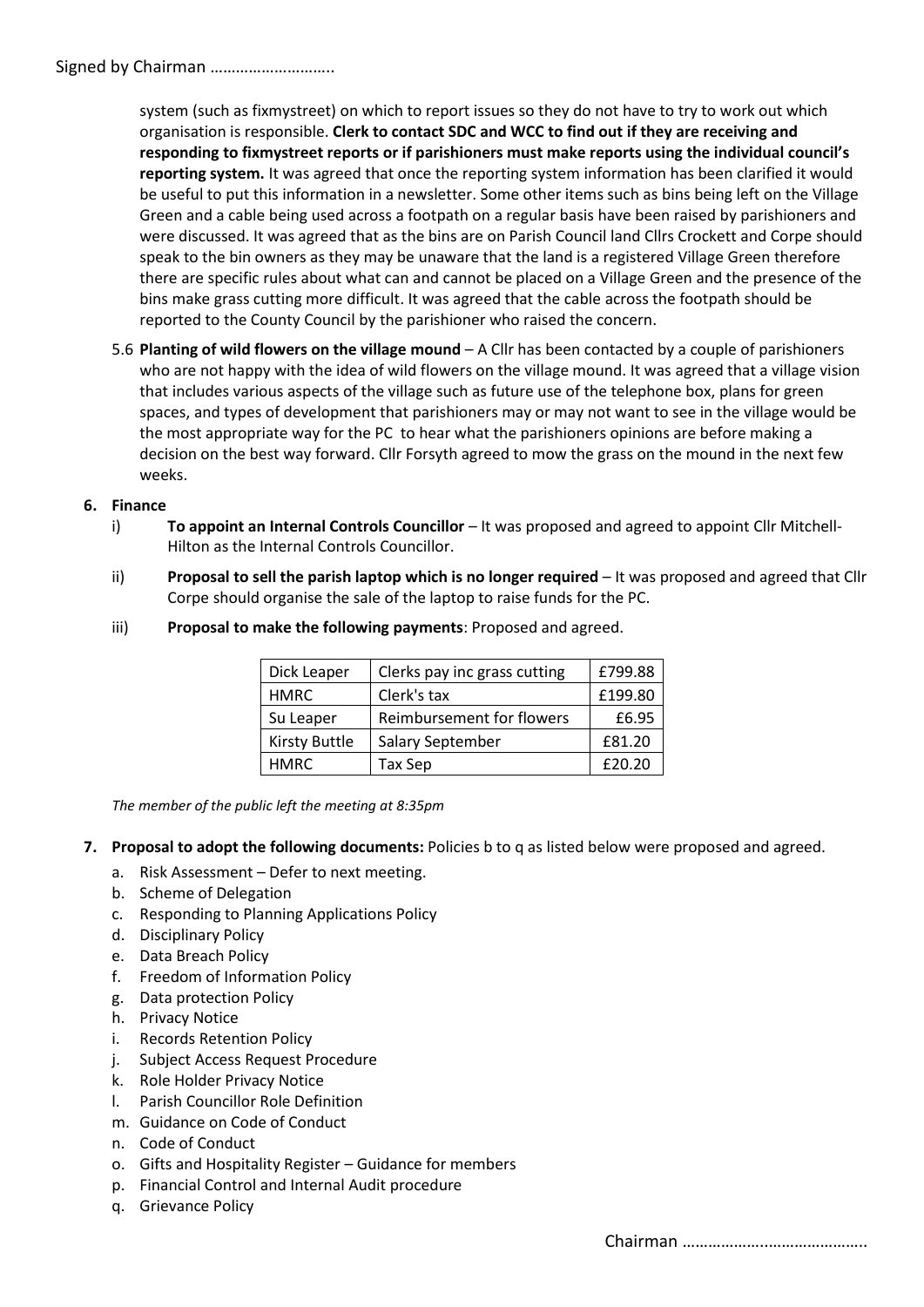system (such as fixmystreet) on which to report issues so they do not have to try to work out which organisation is responsible. **Clerk to contact SDC and WCC to find out if they are receiving and responding to fixmystreet reports or if parishioners must make reports using the individual council's reporting system.** It was agreed that once the reporting system information has been clarified it would be useful to put this information in a newsletter. Some other items such as bins being left on the Village Green and a cable being used across a footpath on a regular basis have been raised by parishioners and were discussed. It was agreed that as the bins are on Parish Council land Cllrs Crockett and Corpe should speak to the bin owners as they may be unaware that the land is a registered Village Green therefore there are specific rules about what can and cannot be placed on a Village Green and the presence of the bins make grass cutting more difficult. It was agreed that the cable across the footpath should be reported to the County Council by the parishioner who raised the concern.

5.6 **Planting of wild flowers on the village mound** – A Cllr has been contacted by a couple of parishioners who are not happy with the idea of wild flowers on the village mound. It was agreed that a village vision that includes various aspects of the village such as future use of the telephone box, plans for green spaces, and types of development that parishioners may or may not want to see in the village would be the most appropriate way for the PC to hear what the parishioners opinions are before making a decision on the best way forward. Cllr Forsyth agreed to mow the grass on the mound in the next few weeks.

**6. Finance**

i) **To appoint an Internal Controls Councillor** – It was proposed and agreed to appoint Cllr Mitchell-Hilton as the Internal Controls Councillor.

ii) **Proposal to sell the parish laptop which is no longer required** – It was proposed and agreed that Cllr Corpe should organise the sale of the laptop to raise funds for the PC.

iii) **Proposal to make the following payments**: Proposed and agreed.

| Dick Leaper | Clerks pay inc grass cutting | £799.88 |
|---|---|---|
| HMRC | Clerk's tax | £199.80 |
| Su Leaper | Reimbursement for flowers | £6.95 |
| Kirsty Buttle | Salary September | £81.20 |
| HMRC | Tax Sep | £20.20 |

*The member of the public left the meeting at 8:35pm*

**7. Proposal to adopt the following documents:** Policies b to q as listed below were proposed and agreed.

a. Risk Assessment – Defer to next meeting.
b. Scheme of Delegation
c. Responding to Planning Applications Policy
d. Disciplinary Policy
e. Data Breach Policy
f. Freedom of Information Policy
g. Data protection Policy
h. Privacy Notice
i. Records Retention Policy
j. Subject Access Request Procedure
k. Role Holder Privacy Notice
l. Parish Councillor Role Definition
m. Guidance on Code of Conduct
n. Code of Conduct
o. Gifts and Hospitality Register – Guidance for members
p. Financial Control and Internal Audit procedure
q. Grievance Policy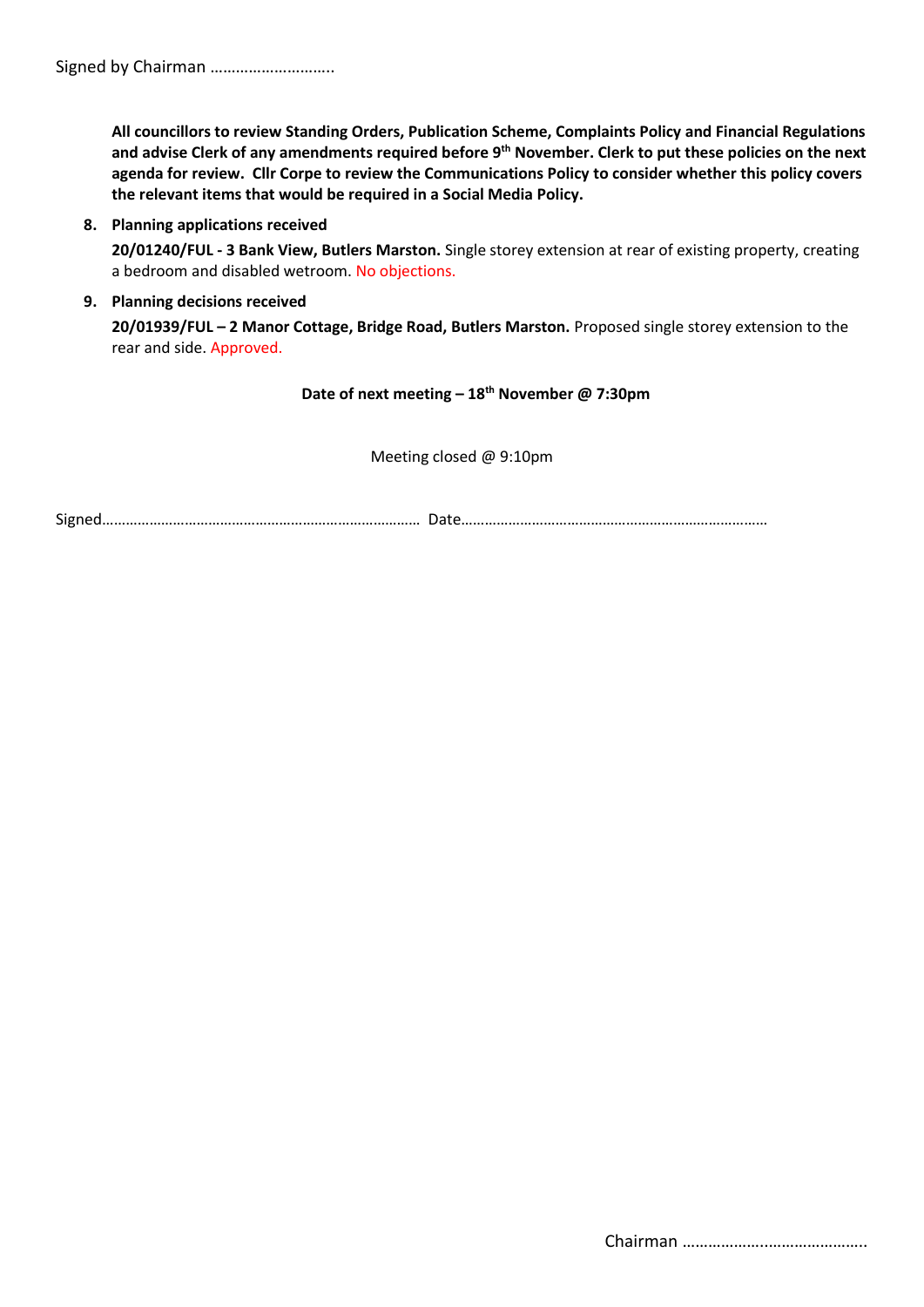Signed by Chairman ………………………..

**All councillors to review Standing Orders, Publication Scheme, Complaints Policy and Financial Regulations and advise Clerk of any amendments required before 9th November. Clerk to put these policies on the next agenda for review. Cllr Corpe to review the Communications Policy to consider whether this policy covers the relevant items that would be required in a Social Media Policy.**

8. **Planning applications received**

   **20/01240/FUL - 3 Bank View, Butlers Marston.** Single storey extension at rear of existing property, creating a bedroom and disabled wetroom. No objections.

9. **Planning decisions received**

   **20/01939/FUL – 2 Manor Cottage, Bridge Road, Butlers Marston.** Proposed single storey extension to the rear and side. Approved.

**Date of next meeting – 18th November @ 7:30pm**

Meeting closed @ 9:10pm

Signed……………………………………………………………………… Date…………………………………………………………………

Chairman ……………………………………..